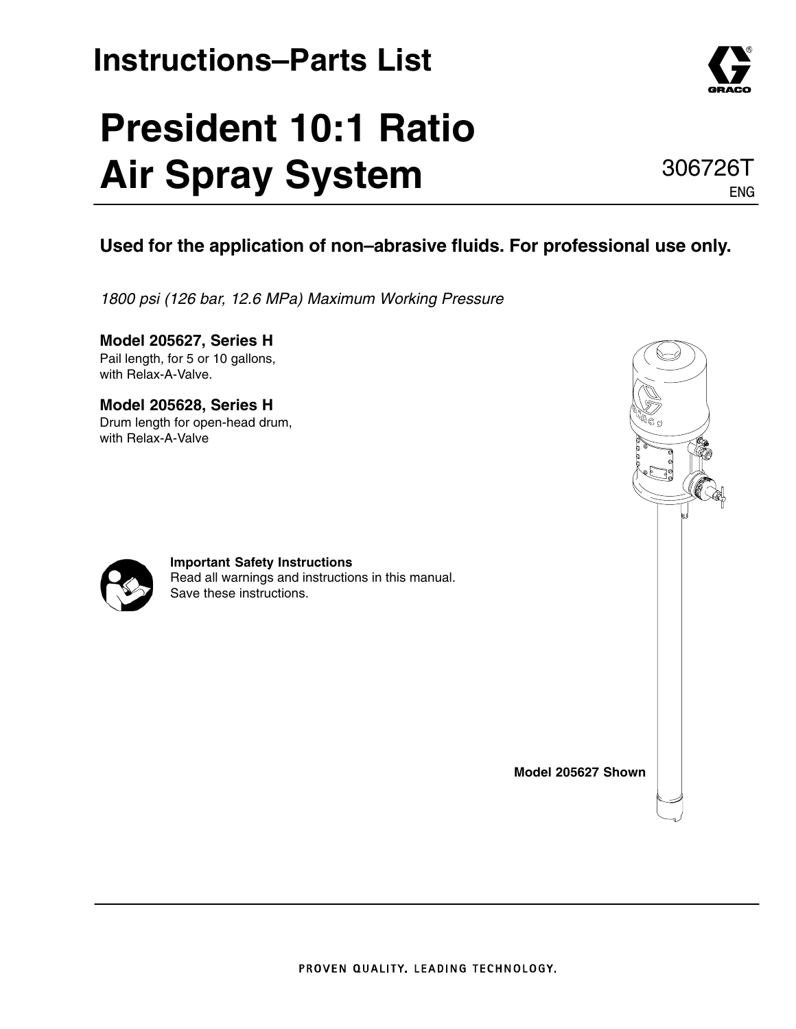## Instructions–Parts List

# President 10:1 Ratio Air Spray System

306726T
ENG

**Used for the application of non–abrasive fluids. For professional use only.**

*1800 psi (126 bar, 12.6 MPa) Maximum Working Pressure*

**Model 205627, Series H**
Pail length, for 5 or 10 gallons, with Relax-A-Valve.

**Model 205628, Series H**
Drum length for open-head drum, with Relax-A-Valve

**Important Safety Instructions**
Read all warnings and instructions in this manual.
Save these instructions.

**Model 205627 Shown**

PROVEN QUALITY. LEADING TECHNOLOGY.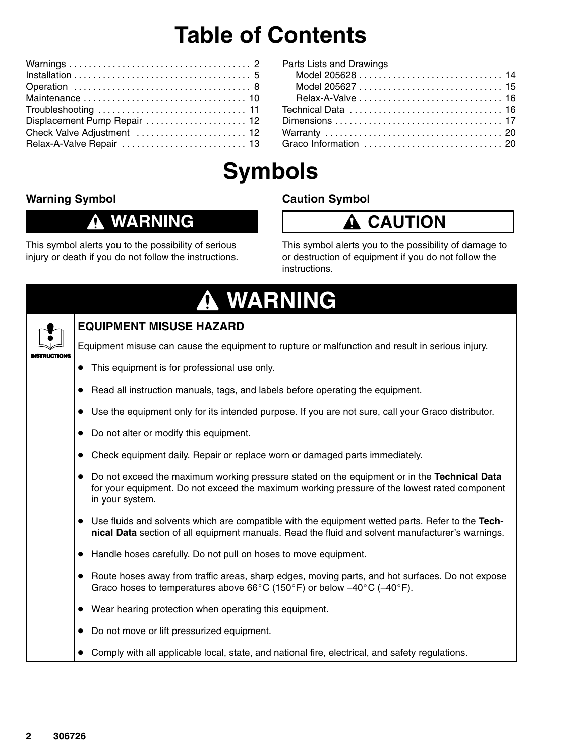# Table of Contents

| Section | Page |
|---|---|
| Warnings | 2 |
| Installation | 5 |
| Operation | 8 |
| Maintenance | 10 |
| Troubleshooting | 11 |
| Displacement Pump Repair | 12 |
| Check Valve Adjustment | 12 |
| Relax-A-Valve Repair | 13 |
| Parts Lists and Drawings | |
| Model 205628 | 14 |
| Model 205627 | 15 |
| Relax-A-Valve | 16 |
| Technical Data | 16 |
| Dimensions | 17 |
| Warranty | 20 |
| Graco Information | 20 |

# Symbols

### Warning Symbol

**⚠ WARNING**

This symbol alerts you to the possibility of serious injury or death if you do not follow the instructions.

### Caution Symbol

**⚠ CAUTION**

This symbol alerts you to the possibility of damage to or destruction of equipment if you do not follow the instructions.

## ⚠ WARNING

### EQUIPMENT MISUSE HAZARD

INSTRUCTIONS

Equipment misuse can cause the equipment to rupture or malfunction and result in serious injury.

- This equipment is for professional use only.
- Read all instruction manuals, tags, and labels before operating the equipment.
- Use the equipment only for its intended purpose. If you are not sure, call your Graco distributor.
- Do not alter or modify this equipment.
- Check equipment daily. Repair or replace worn or damaged parts immediately.
- Do not exceed the maximum working pressure stated on the equipment or in the **Technical Data** for your equipment. Do not exceed the maximum working pressure of the lowest rated component in your system.
- Use fluids and solvents which are compatible with the equipment wetted parts. Refer to the **Technical Data** section of all equipment manuals. Read the fluid and solvent manufacturer's warnings.
- Handle hoses carefully. Do not pull on hoses to move equipment.
- Route hoses away from traffic areas, sharp edges, moving parts, and hot surfaces. Do not expose Graco hoses to temperatures above 66°C (150°F) or below –40°C (–40°F).
- Wear hearing protection when operating this equipment.
- Do not move or lift pressurized equipment.
- Comply with all applicable local, state, and national fire, electrical, and safety regulations.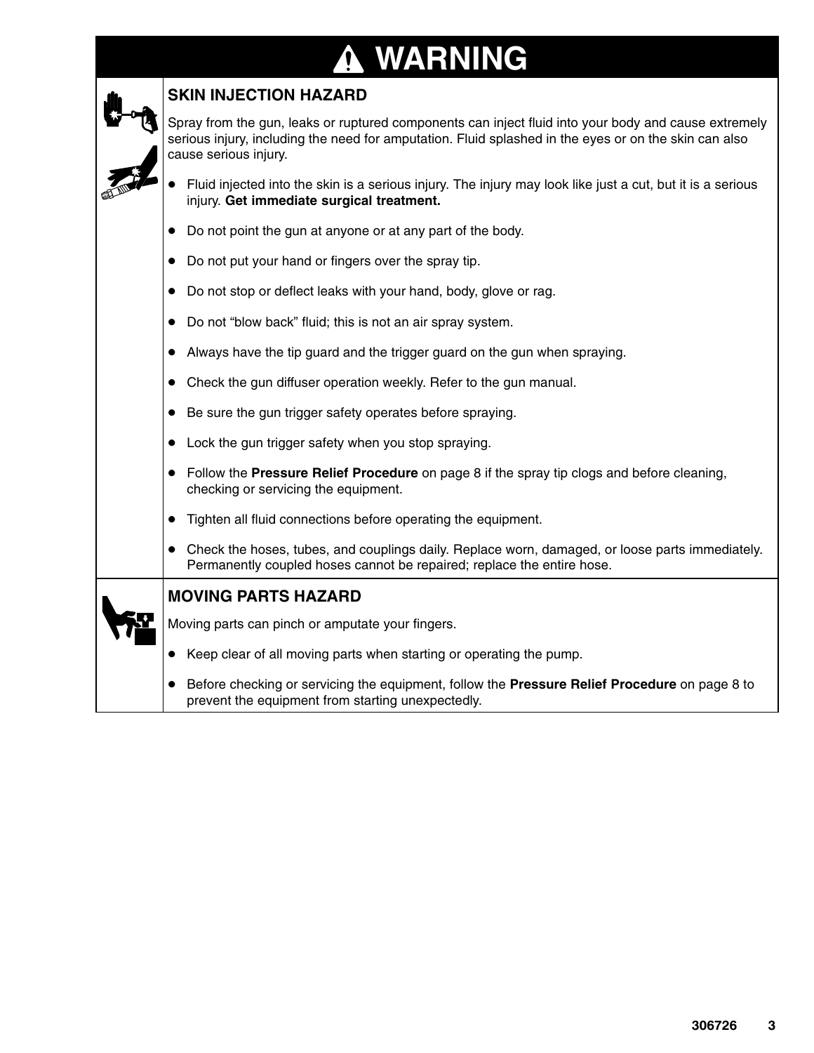# WARNING

## SKIN INJECTION HAZARD

Spray from the gun, leaks or ruptured components can inject fluid into your body and cause extremely serious injury, including the need for amputation. Fluid splashed in the eyes or on the skin can also cause serious injury.

- Fluid injected into the skin is a serious injury. The injury may look like just a cut, but it is a serious injury. **Get immediate surgical treatment.**
- Do not point the gun at anyone or at any part of the body.
- Do not put your hand or fingers over the spray tip.
- Do not stop or deflect leaks with your hand, body, glove or rag.
- Do not "blow back" fluid; this is not an air spray system.
- Always have the tip guard and the trigger guard on the gun when spraying.
- Check the gun diffuser operation weekly. Refer to the gun manual.
- Be sure the gun trigger safety operates before spraying.
- Lock the gun trigger safety when you stop spraying.
- Follow the **Pressure Relief Procedure** on page 8 if the spray tip clogs and before cleaning, checking or servicing the equipment.
- Tighten all fluid connections before operating the equipment.
- Check the hoses, tubes, and couplings daily. Replace worn, damaged, or loose parts immediately. Permanently coupled hoses cannot be repaired; replace the entire hose.

## MOVING PARTS HAZARD

Moving parts can pinch or amputate your fingers.

- Keep clear of all moving parts when starting or operating the pump.
- Before checking or servicing the equipment, follow the **Pressure Relief Procedure** on page 8 to prevent the equipment from starting unexpectedly.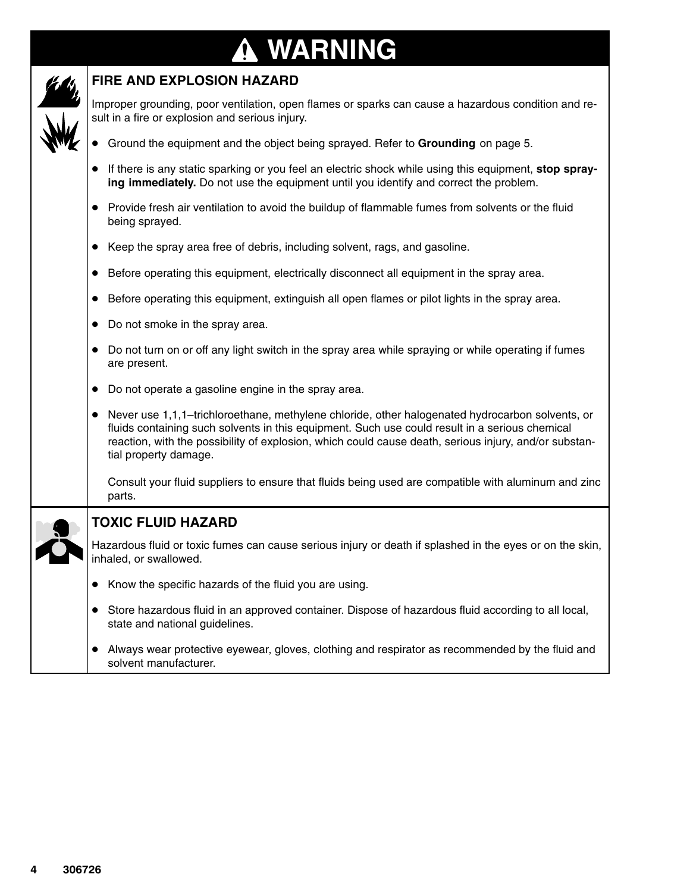# ⚠ WARNING

## FIRE AND EXPLOSION HAZARD

Improper grounding, poor ventilation, open flames or sparks can cause a hazardous condition and result in a fire or explosion and serious injury.

- Ground the equipment and the object being sprayed. Refer to **Grounding** on page 5.
- If there is any static sparking or you feel an electric shock while using this equipment, **stop spraying immediately.** Do not use the equipment until you identify and correct the problem.
- Provide fresh air ventilation to avoid the buildup of flammable fumes from solvents or the fluid being sprayed.
- Keep the spray area free of debris, including solvent, rags, and gasoline.
- Before operating this equipment, electrically disconnect all equipment in the spray area.
- Before operating this equipment, extinguish all open flames or pilot lights in the spray area.
- Do not smoke in the spray area.
- Do not turn on or off any light switch in the spray area while spraying or while operating if fumes are present.
- Do not operate a gasoline engine in the spray area.
- Never use 1,1,1–trichloroethane, methylene chloride, other halogenated hydrocarbon solvents, or fluids containing such solvents in this equipment. Such use could result in a serious chemical reaction, with the possibility of explosion, which could cause death, serious injury, and/or substantial property damage.

  Consult your fluid suppliers to ensure that fluids being used are compatible with aluminum and zinc parts.

## TOXIC FLUID HAZARD

Hazardous fluid or toxic fumes can cause serious injury or death if splashed in the eyes or on the skin, inhaled, or swallowed.

- Know the specific hazards of the fluid you are using.
- Store hazardous fluid in an approved container. Dispose of hazardous fluid according to all local, state and national guidelines.
- Always wear protective eyewear, gloves, clothing and respirator as recommended by the fluid and solvent manufacturer.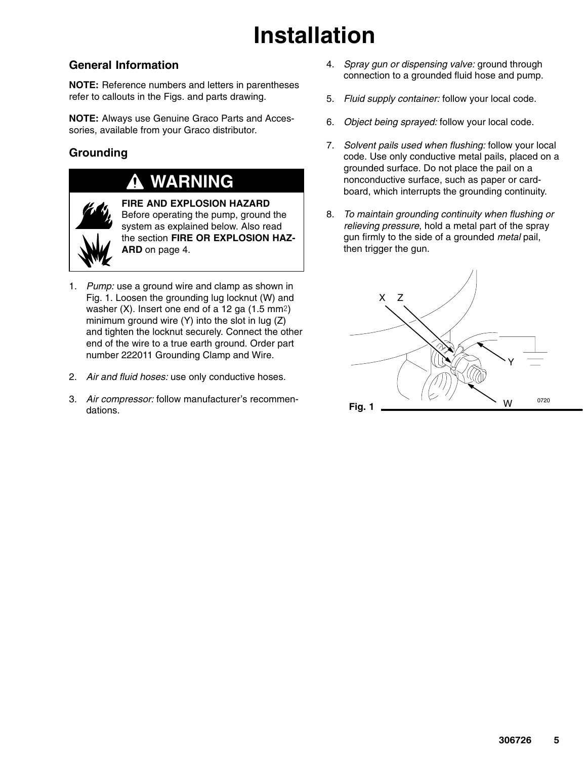# Installation

## General Information

**NOTE:** Reference numbers and letters in parentheses refer to callouts in the Figs. and parts drawing.

**NOTE:** Always use Genuine Graco Parts and Accessories, available from your Graco distributor.

## Grounding

> **WARNING**
>
> **FIRE AND EXPLOSION HAZARD**
> Before operating the pump, ground the system as explained below. Also read the section **FIRE OR EXPLOSION HAZARD** on page 4.

1. *Pump:* use a ground wire and clamp as shown in Fig. 1. Loosen the grounding lug locknut (W) and washer (X). Insert one end of a 12 ga (1.5 $mm^2$) minimum ground wire (Y) into the slot in lug (Z) and tighten the locknut securely. Connect the other end of the wire to a true earth ground. Order part number 222011 Grounding Clamp and Wire.
2. *Air and fluid hoses:* use only conductive hoses.
3. *Air compressor:* follow manufacturer's recommendations.
4. *Spray gun or dispensing valve:* ground through connection to a grounded fluid hose and pump.
5. *Fluid supply container:* follow your local code.
6. *Object being sprayed:* follow your local code.
7. *Solvent pails used when flushing:* follow your local code. Use only conductive metal pails, placed on a grounded surface. Do not place the pail on a nonconductive surface, such as paper or cardboard, which interrupts the grounding continuity.
8. *To maintain grounding continuity when flushing or relieving pressure*, hold a metal part of the spray gun firmly to the side of a grounded *metal* pail, then trigger the gun.

X Z Y W 0720

**Fig. 1**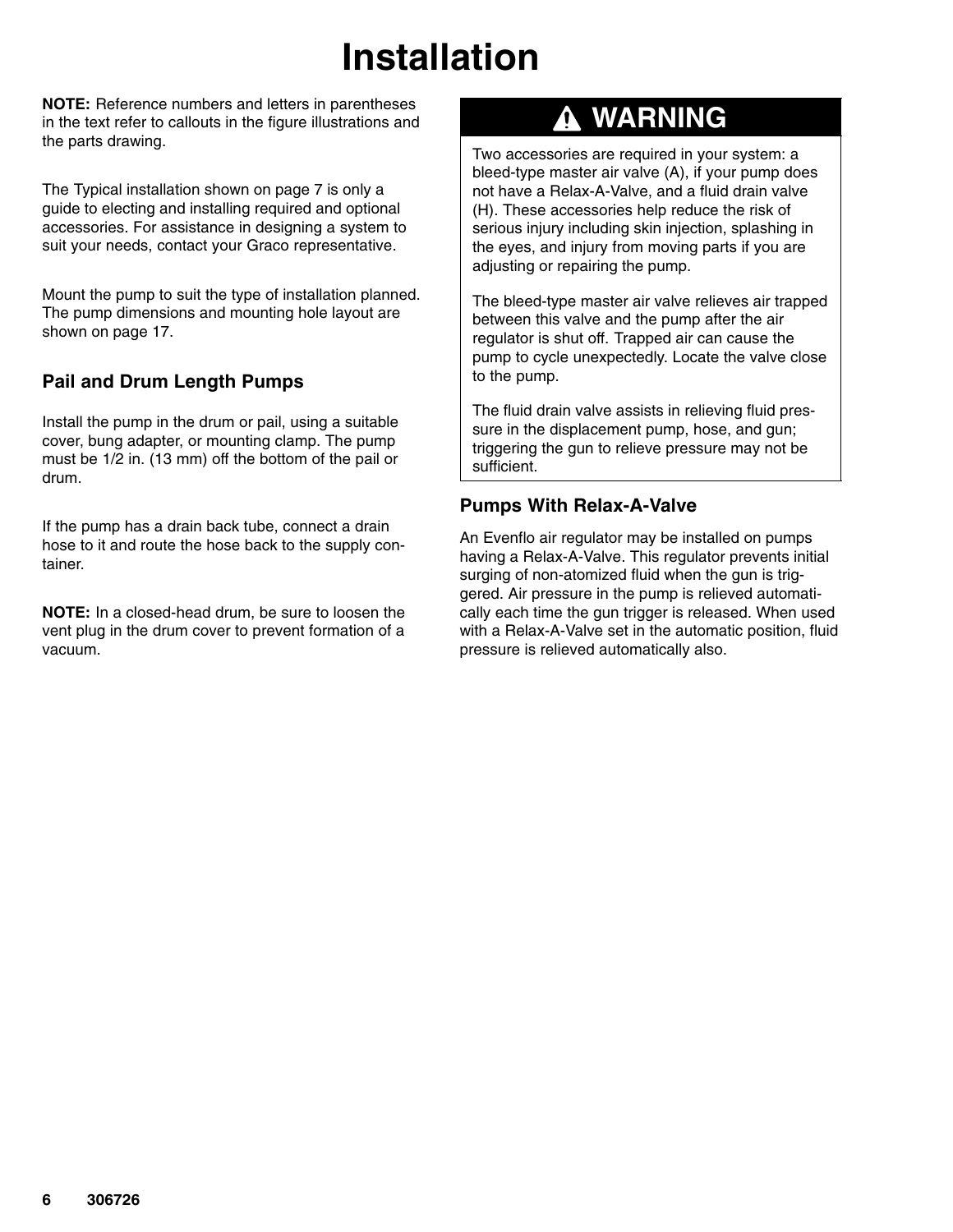# Installation

**NOTE:** Reference numbers and letters in parentheses in the text refer to callouts in the figure illustrations and the parts drawing.

The Typical installation shown on page 7 is only a guide to electing and installing required and optional accessories. For assistance in designing a system to suit your needs, contact your Graco representative.

Mount the pump to suit the type of installation planned. The pump dimensions and mounting hole layout are shown on page 17.

### Pail and Drum Length Pumps

Install the pump in the drum or pail, using a suitable cover, bung adapter, or mounting clamp. The pump must be 1/2 in. (13 mm) off the bottom of the pail or drum.

If the pump has a drain back tube, connect a drain hose to it and route the hose back to the supply container.

**NOTE:** In a closed-head drum, be sure to loosen the vent plug in the drum cover to prevent formation of a vacuum.

## ⚠ WARNING

Two accessories are required in your system: a bleed-type master air valve (A), if your pump does not have a Relax-A-Valve, and a fluid drain valve (H). These accessories help reduce the risk of serious injury including skin injection, splashing in the eyes, and injury from moving parts if you are adjusting or repairing the pump.

The bleed-type master air valve relieves air trapped between this valve and the pump after the air regulator is shut off. Trapped air can cause the pump to cycle unexpectedly. Locate the valve close to the pump.

The fluid drain valve assists in relieving fluid pressure in the displacement pump, hose, and gun; triggering the gun to relieve pressure may not be sufficient.

### Pumps With Relax-A-Valve

An Evenflo air regulator may be installed on pumps having a Relax-A-Valve. This regulator prevents initial surging of non-atomized fluid when the gun is triggered. Air pressure in the pump is relieved automatically each time the gun trigger is released. When used with a Relax-A-Valve set in the automatic position, fluid pressure is relieved automatically also.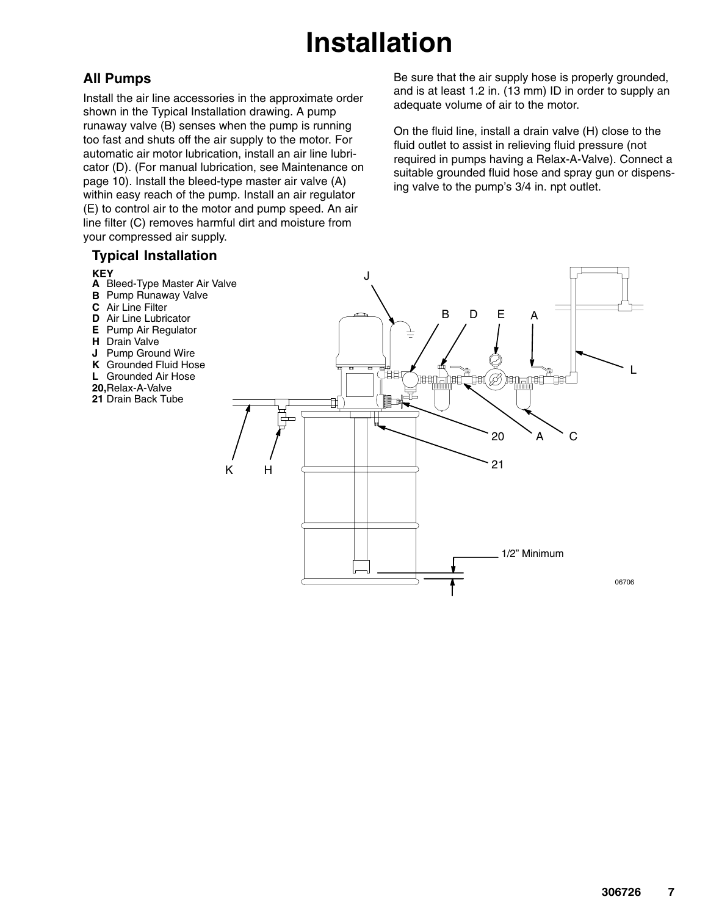# Installation

## All Pumps

Install the air line accessories in the approximate order shown in the Typical Installation drawing. A pump runaway valve (B) senses when the pump is running too fast and shuts off the air supply to the motor. For automatic air motor lubrication, install an air line lubricator (D). (For manual lubrication, see Maintenance on page 10). Install the bleed-type master air valve (A) within easy reach of the pump. Install an air regulator (E) to control air to the motor and pump speed. An air line filter (C) removes harmful dirt and moisture from your compressed air supply.

Be sure that the air supply hose is properly grounded, and is at least 1.2 in. (13 mm) ID in order to supply an adequate volume of air to the motor.

On the fluid line, install a drain valve (H) close to the fluid outlet to assist in relieving fluid pressure (not required in pumps having a Relax-A-Valve). Connect a suitable grounded fluid hose and spray gun or dispensing valve to the pump's 3/4 in. npt outlet.

### Typical Installation

**KEY**

- **A** Bleed-Type Master Air Valve
- **B** Pump Runaway Valve
- **C** Air Line Filter
- **D** Air Line Lubricator
- **E** Pump Air Regulator
- **H** Drain Valve
- **J** Pump Ground Wire
- **K** Grounded Fluid Hose
- **L** Grounded Air Hose
- **20,** Relax-A-Valve
- **21** Drain Back Tube

1/2" Minimum

06706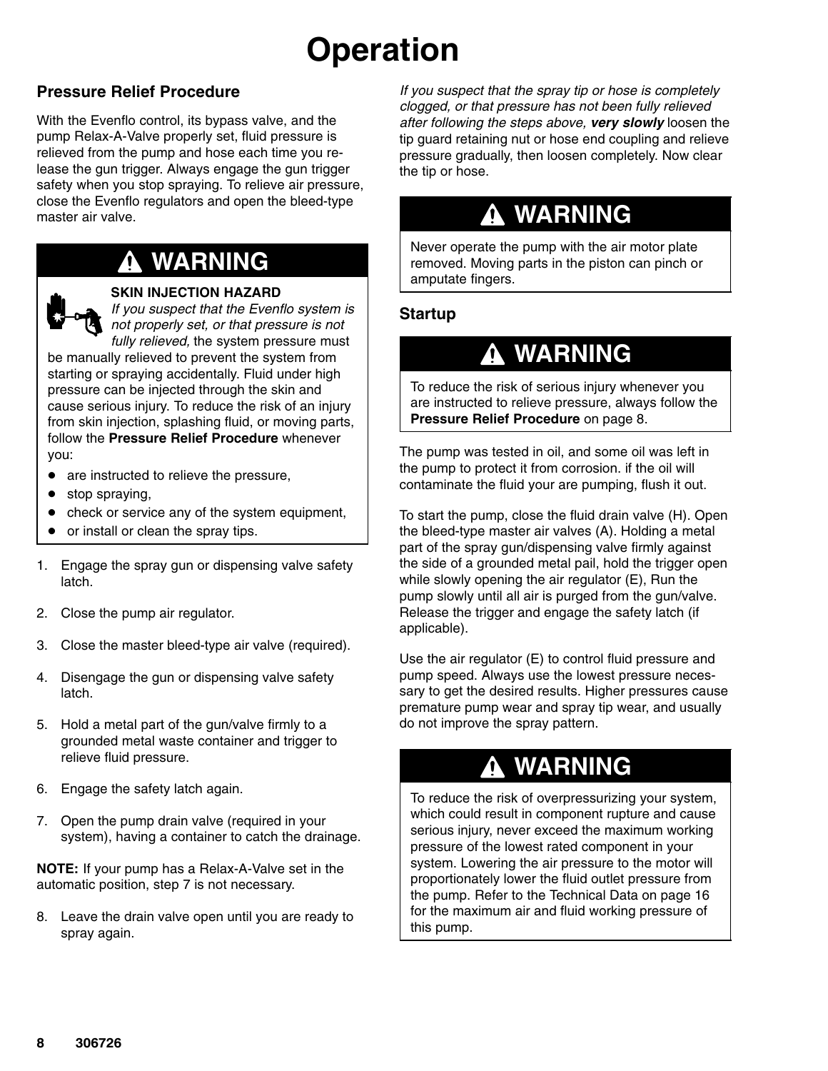# Operation

## Pressure Relief Procedure

With the Evenflo control, its bypass valve, and the pump Relax-A-Valve properly set, fluid pressure is relieved from the pump and hose each time you release the gun trigger. Always engage the gun trigger safety when you stop spraying. To relieve air pressure, close the Evenflo regulators and open the bleed-type master air valve.

> **⚠ WARNING**
>
> **SKIN INJECTION HAZARD**
> *If you suspect that the Evenflo system is not properly set, or that pressure is not fully relieved,* the system pressure must be manually relieved to prevent the system from starting or spraying accidentally. Fluid under high pressure can be injected through the skin and cause serious injury. To reduce the risk of an injury from skin injection, splashing fluid, or moving parts, follow the **Pressure Relief Procedure** whenever you:
>
> - are instructed to relieve the pressure,
> - stop spraying,
> - check or service any of the system equipment,
> - or install or clean the spray tips.

1. Engage the spray gun or dispensing valve safety latch.
2. Close the pump air regulator.
3. Close the master bleed-type air valve (required).
4. Disengage the gun or dispensing valve safety latch.
5. Hold a metal part of the gun/valve firmly to a grounded metal waste container and trigger to relieve fluid pressure.
6. Engage the safety latch again.
7. Open the pump drain valve (required in your system), having a container to catch the drainage.

**NOTE:** If your pump has a Relax-A-Valve set in the automatic position, step 7 is not necessary.

8. Leave the drain valve open until you are ready to spray again.

*If you suspect that the spray tip or hose is completely clogged, or that pressure has not been fully relieved after following the steps above,* ***very slowly*** loosen the tip guard retaining nut or hose end coupling and relieve pressure gradually, then loosen completely. Now clear the tip or hose.

> **⚠ WARNING**
>
> Never operate the pump with the air motor plate removed. Moving parts in the piston can pinch or amputate fingers.

## Startup

> **⚠ WARNING**
>
> To reduce the risk of serious injury whenever you are instructed to relieve pressure, always follow the **Pressure Relief Procedure** on page 8.

The pump was tested in oil, and some oil was left in the pump to protect it from corrosion. if the oil will contaminate the fluid your are pumping, flush it out.

To start the pump, close the fluid drain valve (H). Open the bleed-type master air valves (A). Holding a metal part of the spray gun/dispensing valve firmly against the side of a grounded metal pail, hold the trigger open while slowly opening the air regulator (E), Run the pump slowly until all air is purged from the gun/valve. Release the trigger and engage the safety latch (if applicable).

Use the air regulator (E) to control fluid pressure and pump speed. Always use the lowest pressure necessary to get the desired results. Higher pressures cause premature pump wear and spray tip wear, and usually do not improve the spray pattern.

> **⚠ WARNING**
>
> To reduce the risk of overpressurizing your system, which could result in component rupture and cause serious injury, never exceed the maximum working pressure of the lowest rated component in your system. Lowering the air pressure to the motor will proportionately lower the fluid outlet pressure from the pump. Refer to the Technical Data on page 16 for the maximum air and fluid working pressure of this pump.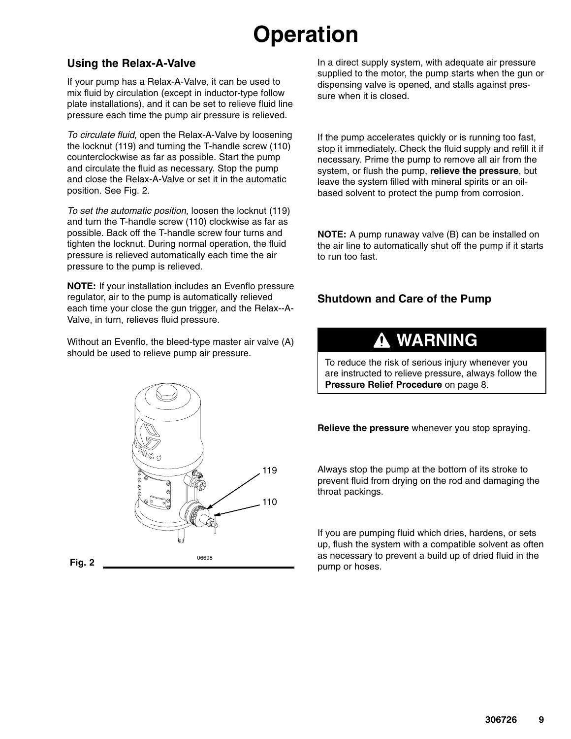# Operation

## Using the Relax-A-Valve

If your pump has a Relax-A-Valve, it can be used to mix fluid by circulation (except in inductor-type follow plate installations), and it can be set to relieve fluid line pressure each time the pump air pressure is relieved.

*To circulate fluid,* open the Relax-A-Valve by loosening the locknut (119) and turning the T-handle screw (110) counterclockwise as far as possible. Start the pump and circulate the fluid as necessary. Stop the pump and close the Relax-A-Valve or set it in the automatic position. See Fig. 2.

*To set the automatic position,* loosen the locknut (119) and turn the T-handle screw (110) clockwise as far as possible. Back off the T-handle screw four turns and tighten the locknut. During normal operation, the fluid pressure is relieved automatically each time the air pressure to the pump is relieved.

**NOTE:** If your installation includes an Evenflo pressure regulator, air to the pump is automatically relieved each time your close the gun trigger, and the Relax--A-Valve, in turn, relieves fluid pressure.

Without an Evenflo, the bleed-type master air valve (A) should be used to relieve pump air pressure.

Fig. 2

In a direct supply system, with adequate air pressure supplied to the motor, the pump starts when the gun or dispensing valve is opened, and stalls against pressure when it is closed.

If the pump accelerates quickly or is running too fast, stop it immediately. Check the fluid supply and refill it if necessary. Prime the pump to remove all air from the system, or flush the pump, **relieve the pressure**, but leave the system filled with mineral spirits or an oil-based solvent to protect the pump from corrosion.

**NOTE:** A pump runaway valve (B) can be installed on the air line to automatically shut off the pump if it starts to run too fast.

## Shutdown and Care of the Pump

**⚠ WARNING**

To reduce the risk of serious injury whenever you are instructed to relieve pressure, always follow the **Pressure Relief Procedure** on page 8.

**Relieve the pressure** whenever you stop spraying.

Always stop the pump at the bottom of its stroke to prevent fluid from drying on the rod and damaging the throat packings.

If you are pumping fluid which dries, hardens, or sets up, flush the system with a compatible solvent as often as necessary to prevent a build up of dried fluid in the pump or hoses.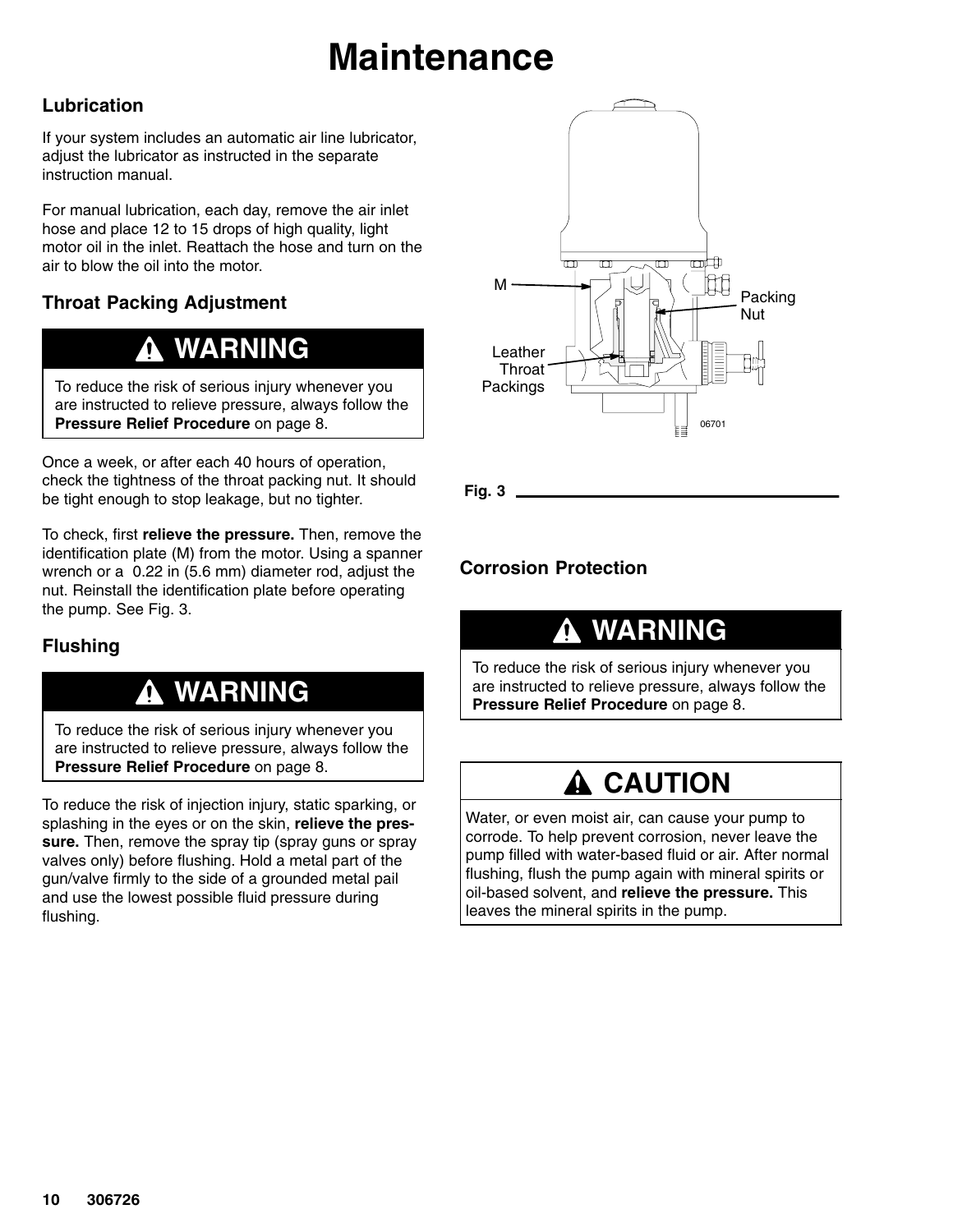# Maintenance

## Lubrication

If your system includes an automatic air line lubricator, adjust the lubricator as instructed in the separate instruction manual.

For manual lubrication, each day, remove the air inlet hose and place 12 to 15 drops of high quality, light motor oil in the inlet. Reattach the hose and turn on the air to blow the oil into the motor.

## Throat Packing Adjustment

> **⚠ WARNING**
>
> To reduce the risk of serious injury whenever you are instructed to relieve pressure, always follow the **Pressure Relief Procedure** on page 8.

Once a week, or after each 40 hours of operation, check the tightness of the throat packing nut. It should be tight enough to stop leakage, but no tighter.

To check, first **relieve the pressure.** Then, remove the identification plate (M) from the motor. Using a spanner wrench or a 0.22 in (5.6 mm) diameter rod, adjust the nut. Reinstall the identification plate before operating the pump. See Fig. 3.

M

Packing Nut

Leather Throat Packings

06701

Fig. 3

## Flushing

> **⚠ WARNING**
>
> To reduce the risk of serious injury whenever you are instructed to relieve pressure, always follow the **Pressure Relief Procedure** on page 8.

To reduce the risk of injection injury, static sparking, or splashing in the eyes or on the skin, **relieve the pressure.** Then, remove the spray tip (spray guns or spray valves only) before flushing. Hold a metal part of the gun/valve firmly to the side of a grounded metal pail and use the lowest possible fluid pressure during flushing.

## Corrosion Protection

> **⚠ WARNING**
>
> To reduce the risk of serious injury whenever you are instructed to relieve pressure, always follow the **Pressure Relief Procedure** on page 8.

> **⚠ CAUTION**
>
> Water, or even moist air, can cause your pump to corrode. To help prevent corrosion, never leave the pump filled with water-based fluid or air. After normal flushing, flush the pump again with mineral spirits or oil-based solvent, and **relieve the pressure.** This leaves the mineral spirits in the pump.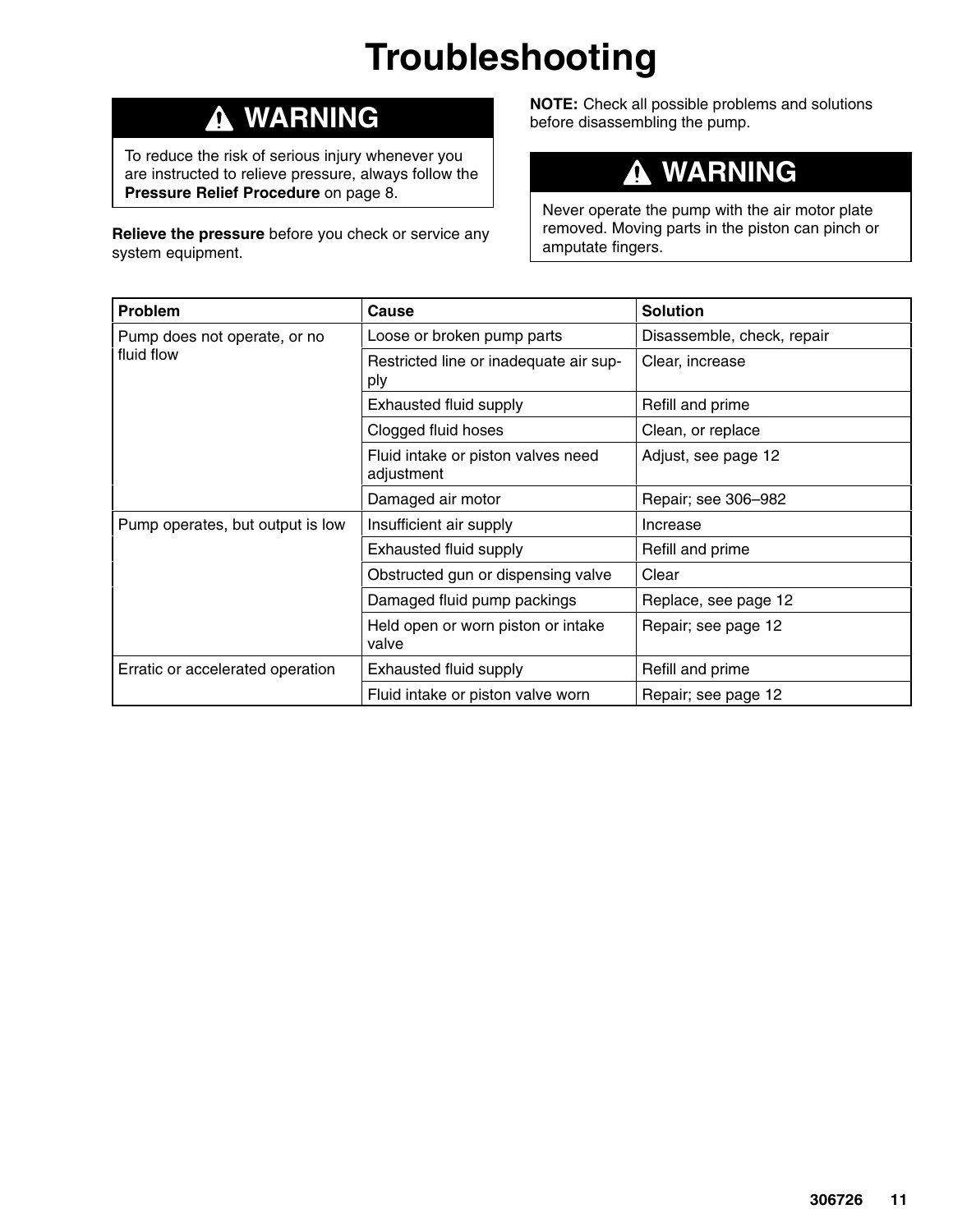# Troubleshooting

**⚠ WARNING**

To reduce the risk of serious injury whenever you are instructed to relieve pressure, always follow the **Pressure Relief Procedure** on page 8.

**Relieve the pressure** before you check or service any system equipment.

**NOTE:** Check all possible problems and solutions before disassembling the pump.

**⚠ WARNING**

Never operate the pump with the air motor plate removed. Moving parts in the piston can pinch or amputate fingers.

| Problem | Cause | Solution |
| --- | --- | --- |
| Pump does not operate, or no fluid flow | Loose or broken pump parts | Disassemble, check, repair |
| | Restricted line or inadequate air supply | Clear, increase |
| | Exhausted fluid supply | Refill and prime |
| | Clogged fluid hoses | Clean, or replace |
| | Fluid intake or piston valves need adjustment | Adjust, see page 12 |
| | Damaged air motor | Repair; see 306–982 |
| Pump operates, but output is low | Insufficient air supply | Increase |
| | Exhausted fluid supply | Refill and prime |
| | Obstructed gun or dispensing valve | Clear |
| | Damaged fluid pump packings | Replace, see page 12 |
| | Held open or worn piston or intake valve | Repair; see page 12 |
| Erratic or accelerated operation | Exhausted fluid supply | Refill and prime |
| | Fluid intake or piston valve worn | Repair; see page 12 |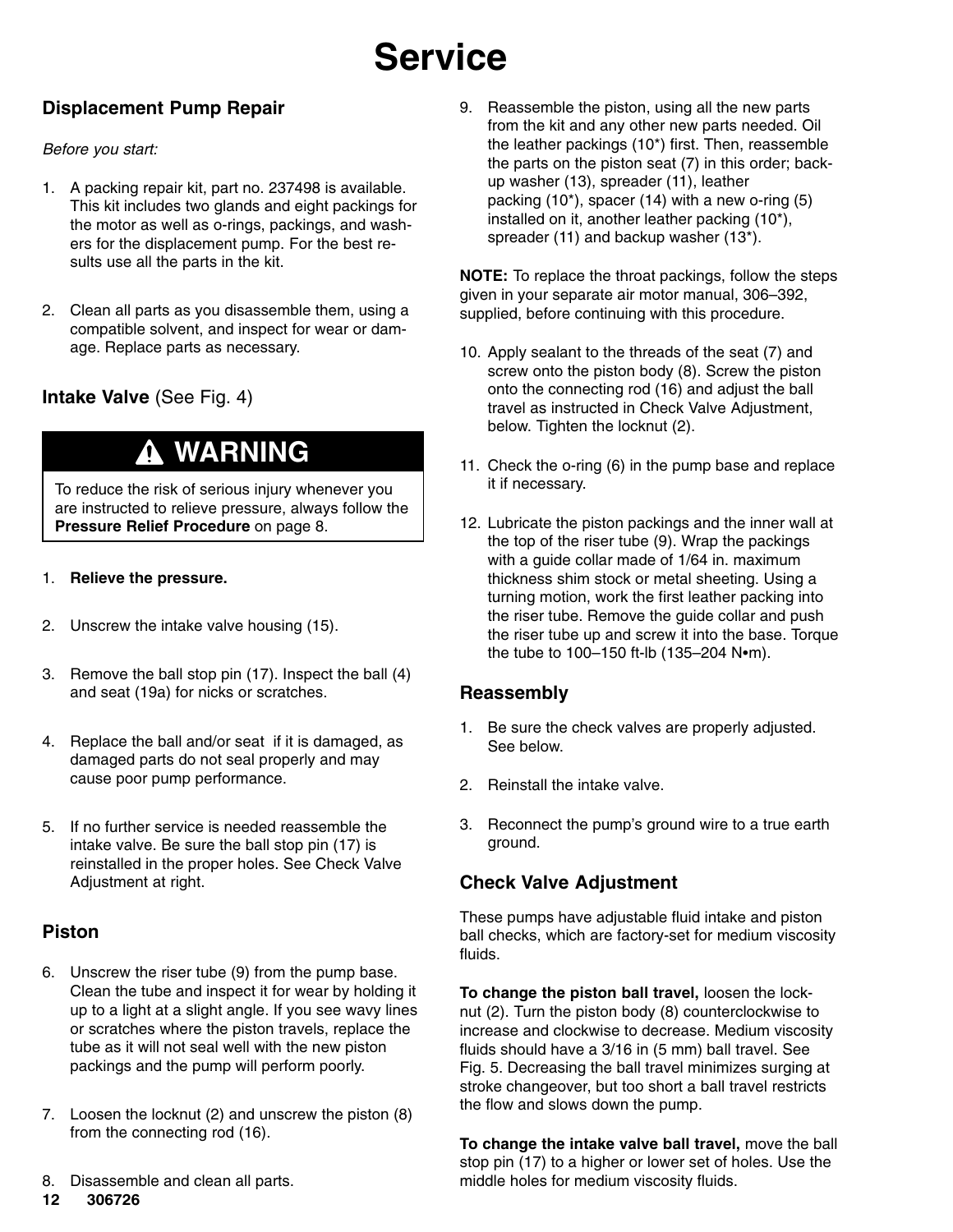# Service

## Displacement Pump Repair

*Before you start:*

1. A packing repair kit, part no. 237498 is available. This kit includes two glands and eight packings for the motor as well as o-rings, packings, and washers for the displacement pump. For the best results use all the parts in the kit.

2. Clean all parts as you disassemble them, using a compatible solvent, and inspect for wear or damage. Replace parts as necessary.

### Intake Valve (See Fig. 4)

> **⚠ WARNING**
>
> To reduce the risk of serious injury whenever you are instructed to relieve pressure, always follow the **Pressure Relief Procedure** on page 8.

1. **Relieve the pressure.**

2. Unscrew the intake valve housing (15).

3. Remove the ball stop pin (17). Inspect the ball (4) and seat (19a) for nicks or scratches.

4. Replace the ball and/or seat if it is damaged, as damaged parts do not seal properly and may cause poor pump performance.

5. If no further service is needed reassemble the intake valve. Be sure the ball stop pin (17) is reinstalled in the proper holes. See Check Valve Adjustment at right.

### Piston

6. Unscrew the riser tube (9) from the pump base. Clean the tube and inspect it for wear by holding it up to a light at a slight angle. If you see wavy lines or scratches where the piston travels, replace the tube as it will not seal well with the new piston packings and the pump will perform poorly.

7. Loosen the locknut (2) and unscrew the piston (8) from the connecting rod (16).

8. Disassemble and clean all parts.

9. Reassemble the piston, using all the new parts from the kit and any other new parts needed. Oil the leather packings (10*) first. Then, reassemble the parts on the piston seat (7) in this order; back-up washer (13), spreader (11), leather packing (10*), spacer (14) with a new o-ring (5) installed on it, another leather packing (10*), spreader (11) and backup washer (13*).

**NOTE:** To replace the throat packings, follow the steps given in your separate air motor manual, 306–392, supplied, before continuing with this procedure.

10. Apply sealant to the threads of the seat (7) and screw onto the piston body (8). Screw the piston onto the connecting rod (16) and adjust the ball travel as instructed in Check Valve Adjustment, below. Tighten the locknut (2).

11. Check the o-ring (6) in the pump base and replace it if necessary.

12. Lubricate the piston packings and the inner wall at the top of the riser tube (9). Wrap the packings with a guide collar made of 1/64 in. maximum thickness shim stock or metal sheeting. Using a turning motion, work the first leather packing into the riser tube. Remove the guide collar and push the riser tube up and screw it into the base. Torque the tube to 100–150 ft-lb (135–204 N•m).

### Reassembly

1. Be sure the check valves are properly adjusted. See below.

2. Reinstall the intake valve.

3. Reconnect the pump's ground wire to a true earth ground.

### Check Valve Adjustment

These pumps have adjustable fluid intake and piston ball checks, which are factory-set for medium viscosity fluids.

**To change the piston ball travel,** loosen the locknut (2). Turn the piston body (8) counterclockwise to increase and clockwise to decrease. Medium viscosity fluids should have a 3/16 in (5 mm) ball travel. See Fig. 5. Decreasing the ball travel minimizes surging at stroke changeover, but too short a ball travel restricts the flow and slows down the pump.

**To change the intake valve ball travel,** move the ball stop pin (17) to a higher or lower set of holes. Use the middle holes for medium viscosity fluids.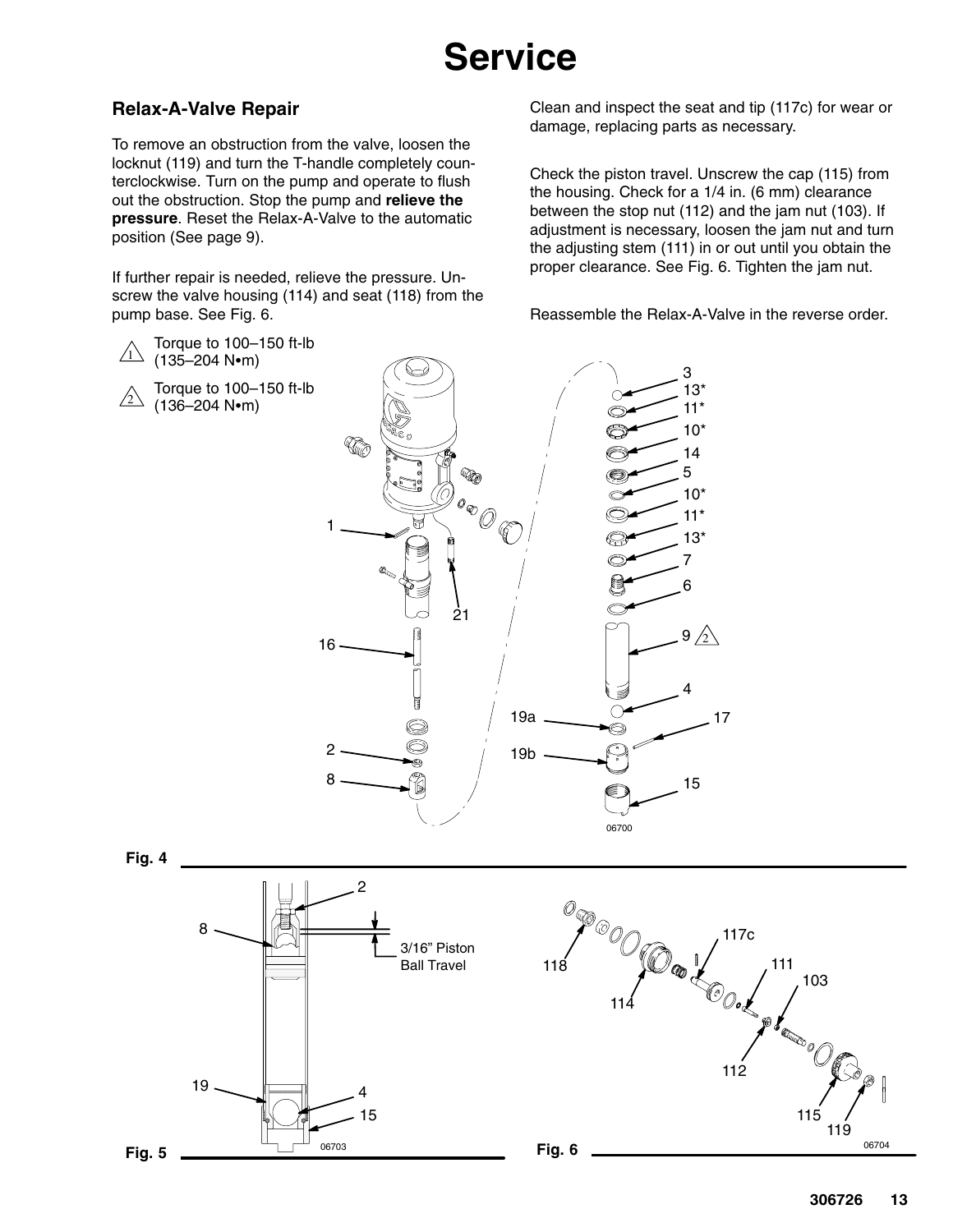# Service

## Relax-A-Valve Repair

To remove an obstruction from the valve, loosen the locknut (119) and turn the T-handle completely counterclockwise. Turn on the pump and operate to flush out the obstruction. Stop the pump and **relieve the pressure**. Reset the Relax-A-Valve to the automatic position (See page 9).

If further repair is needed, relieve the pressure. Unscrew the valve housing (114) and seat (118) from the pump base. See Fig. 6.

Clean and inspect the seat and tip (117c) for wear or damage, replacing parts as necessary.

Check the piston travel. Unscrew the cap (115) from the housing. Check for a 1/4 in. (6 mm) clearance between the stop nut (112) and the jam nut (103). If adjustment is necessary, loosen the jam nut and turn the adjusting stem (111) in or out until you obtain the proper clearance. See Fig. 6. Tighten the jam nut.

Reassemble the Relax-A-Valve in the reverse order.

1 Torque to 100–150 ft-lb (135–204 N•m)

2 Torque to 100–150 ft-lb (136–204 N•m)

Fig. 4

3/16" Piston Ball Travel

Fig. 5

Fig. 6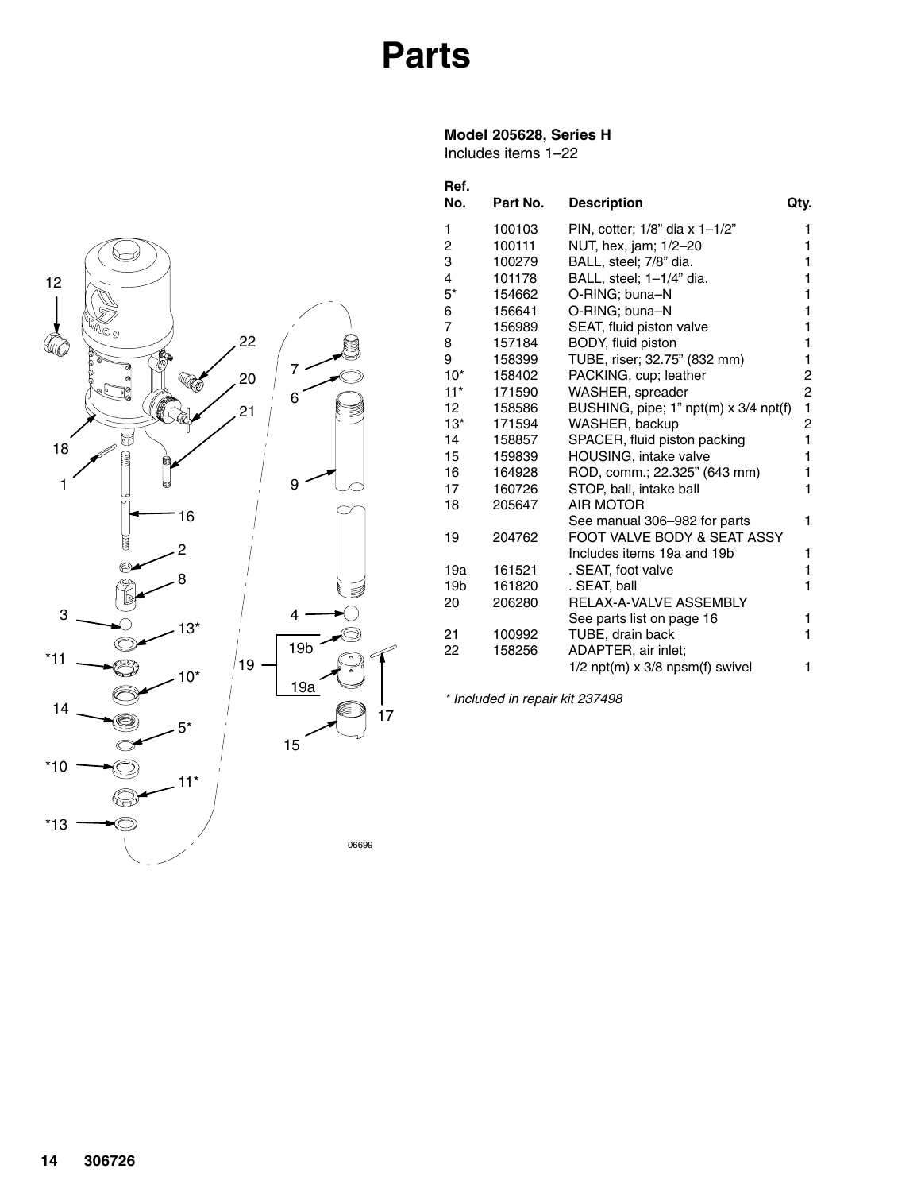# Parts

**Model 205628, Series H**
Includes items 1–22

| Ref. No. | Part No. | Description | Qty. |
|---|---|---|---|
| 1 | 100103 | PIN, cotter; 1/8" dia x 1–1/2" | 1 |
| 2 | 100111 | NUT, hex, jam; 1/2–20 | 1 |
| 3 | 100279 | BALL, steel; 7/8" dia. | 1 |
| 4 | 101178 | BALL, steel; 1–1/4" dia. | 1 |
| 5* | 154662 | O-RING; buna–N | 1 |
| 6 | 156641 | O-RING; buna–N | 1 |
| 7 | 156989 | SEAT, fluid piston valve | 1 |
| 8 | 157184 | BODY, fluid piston | 1 |
| 9 | 158399 | TUBE, riser; 32.75" (832 mm) | 1 |
| 10* | 158402 | PACKING, cup; leather | 2 |
| 11* | 171590 | WASHER, spreader | 2 |
| 12 | 158586 | BUSHING, pipe; 1" npt(m) x 3/4 npt(f) | 1 |
| 13* | 171594 | WASHER, backup | 2 |
| 14 | 158857 | SPACER, fluid piston packing | 1 |
| 15 | 159839 | HOUSING, intake valve | 1 |
| 16 | 164928 | ROD, comm.; 22.325" (643 mm) | 1 |
| 17 | 160726 | STOP, ball, intake ball | 1 |
| 18 | 205647 | AIR MOTOR<br>See manual 306–982 for parts | 1 |
| 19 | 204762 | FOOT VALVE BODY & SEAT ASSY<br>Includes items 19a and 19b | 1 |
| 19a | 161521 | . SEAT, foot valve | 1 |
| 19b | 161820 | . SEAT, ball | 1 |
| 20 | 206280 | RELAX-A-VALVE ASSEMBLY<br>See parts list on page 16 | 1 |
| 21 | 100992 | TUBE, drain back | 1 |
| 22 | 158256 | ADAPTER, air inlet;<br>1/2 npt(m) x 3/8 npsm(f) swivel | 1 |

*\* Included in repair kit 237498*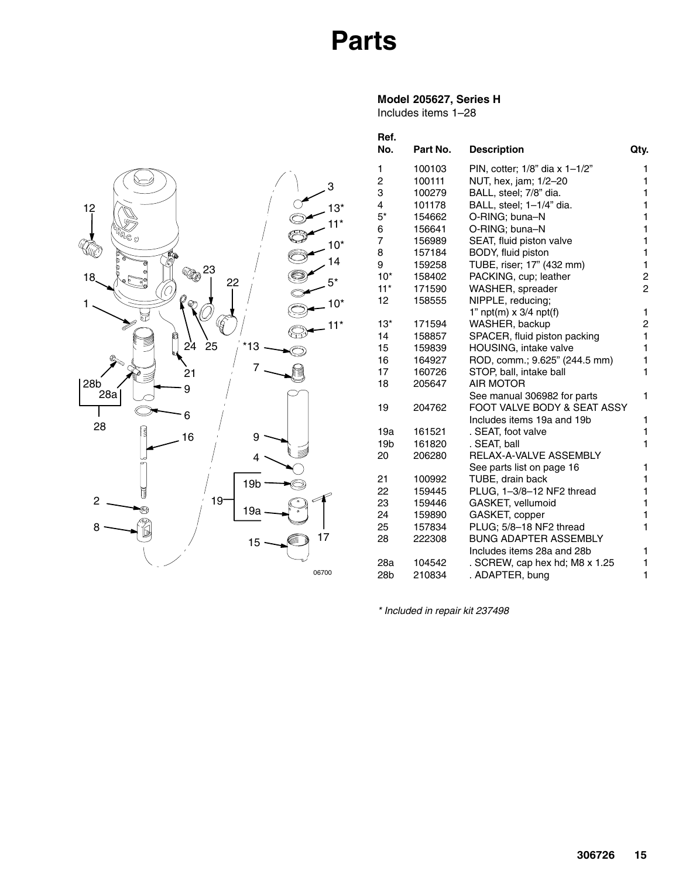# Parts

**Model 205627, Series H**
Includes items 1–28

| Ref. No. | Part No. | Description | Qty. |
|---|---|---|---|
| 1 | 100103 | PIN, cotter; 1/8" dia x 1–1/2" | 1 |
| 2 | 100111 | NUT, hex, jam; 1/2–20 | 1 |
| 3 | 100279 | BALL, steel; 7/8" dia. | 1 |
| 4 | 101178 | BALL, steel; 1–1/4" dia. | 1 |
| 5* | 154662 | O-RING; buna–N | 1 |
| 6 | 156641 | O-RING; buna–N | 1 |
| 7 | 156989 | SEAT, fluid piston valve | 1 |
| 8 | 157184 | BODY, fluid piston | 1 |
| 9 | 159258 | TUBE, riser; 17" (432 mm) | 1 |
| 10* | 158402 | PACKING, cup; leather | 2 |
| 11* | 171590 | WASHER, spreader | 2 |
| 12 | 158555 | NIPPLE, reducing; 1" npt(m) x 3/4 npt(f) | 1 |
| 13* | 171594 | WASHER, backup | 2 |
| 14 | 158857 | SPACER, fluid piston packing | 1 |
| 15 | 159839 | HOUSING, intake valve | 1 |
| 16 | 164927 | ROD, comm.; 9.625" (244.5 mm) | 1 |
| 17 | 160726 | STOP, ball, intake ball | 1 |
| 18 | 205647 | AIR MOTOR See manual 306982 for parts | 1 |
| 19 | 204762 | FOOT VALVE BODY & SEAT ASSY Includes items 19a and 19b | 1 |
| 19a | 161521 | . SEAT, foot valve | 1 |
| 19b | 161820 | . SEAT, ball | 1 |
| 20 | 206280 | RELAX-A-VALVE ASSEMBLY See parts list on page 16 | 1 |
| 21 | 100992 | TUBE, drain back | 1 |
| 22 | 159445 | PLUG, 1–3/8–12 NF2 thread | 1 |
| 23 | 159446 | GASKET, vellumoid | 1 |
| 24 | 159890 | GASKET, copper | 1 |
| 25 | 157834 | PLUG; 5/8–18 NF2 thread | 1 |
| 28 | 222308 | BUNG ADAPTER ASSEMBLY Includes items 28a and 28b | 1 |
| 28a | 104542 | . SCREW, cap hex hd; M8 x 1.25 | 1 |
| 28b | 210834 | . ADAPTER, bung | 1 |

*\* Included in repair kit 237498*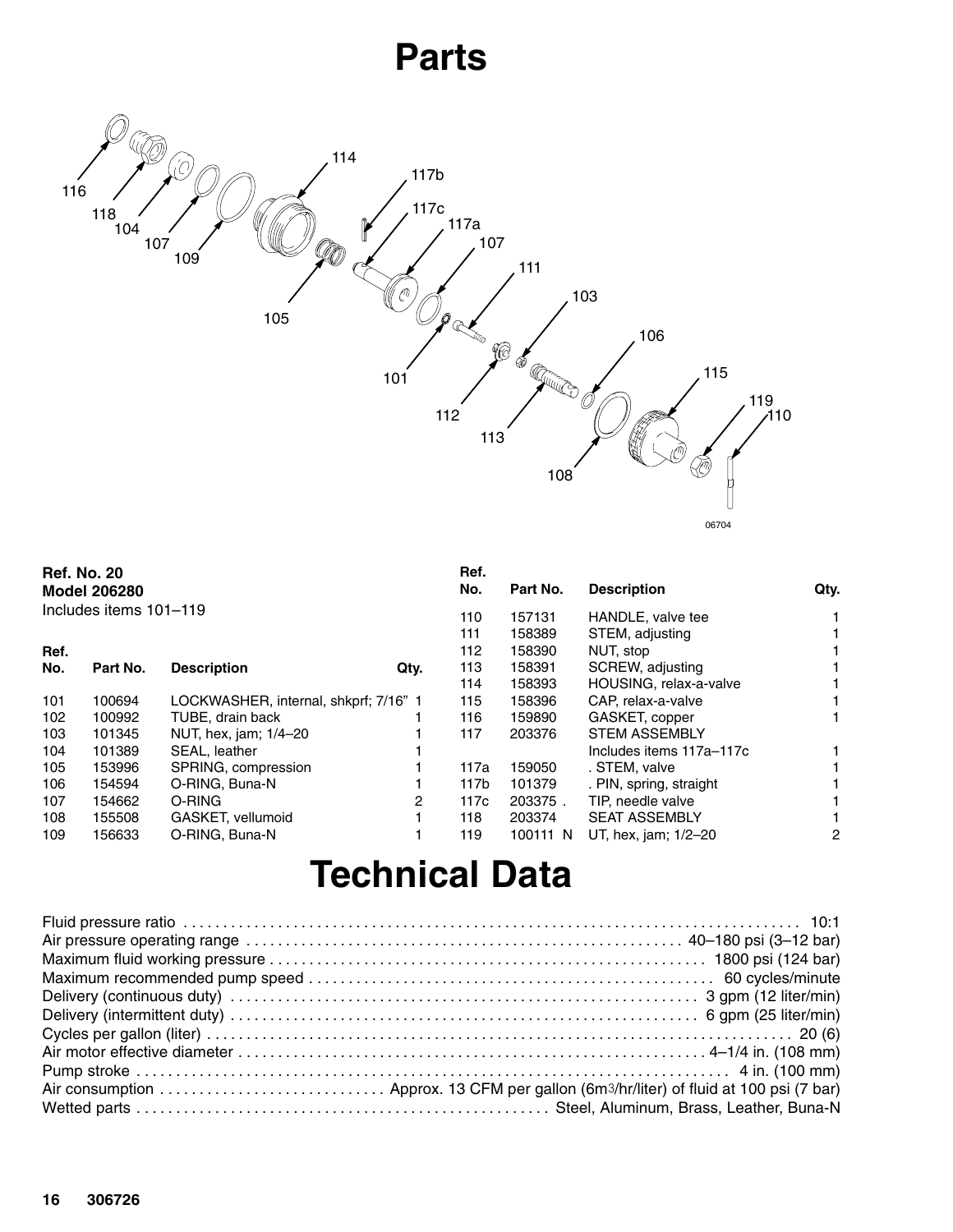# Parts

116
118
104
107
109
114
117b
117c
117a
107
111
103
106
115
119
110
105
101
112
113
108

06704

**Ref. No. 20**
**Model 206280**
Includes items 101–119

| Ref. No. | Part No. | Description | Qty. |
|---|---|---|---|
| 101 | 100694 | LOCKWASHER, internal, shkprf; 7/16" | 1 |
| 102 | 100992 | TUBE, drain back | 1 |
| 103 | 101345 | NUT, hex, jam; 1/4–20 | 1 |
| 104 | 101389 | SEAL, leather | 1 |
| 105 | 153996 | SPRING, compression | 1 |
| 106 | 154594 | O-RING, Buna-N | 1 |
| 107 | 154662 | O-RING | 2 |
| 108 | 155508 | GASKET, vellumoid | 1 |
| 109 | 156633 | O-RING, Buna-N | 1 |
| 110 | 157131 | HANDLE, valve tee | 1 |
| 111 | 158389 | STEM, adjusting | 1 |
| 112 | 158390 | NUT, stop | 1 |
| 113 | 158391 | SCREW, adjusting | 1 |
| 114 | 158393 | HOUSING, relax-a-valve | 1 |
| 115 | 158396 | CAP, relax-a-valve | 1 |
| 116 | 159890 | GASKET, copper | 1 |
| 117 | 203376 | STEM ASSEMBLY Includes items 117a–117c | 1 |
| 117a | 159050 | . STEM, valve | 1 |
| 117b | 101379 | . PIN, spring, straight | 1 |
| 117c | 203375 . | TIP, needle valve | 1 |
| 118 | 203374 | SEAT ASSEMBLY | 1 |
| 119 | 100111 N | UT, hex, jam; 1/2–20 | 2 |

# Technical Data

| | |
|---|---|
| Fluid pressure ratio | 10:1 |
| Air pressure operating range | 40–180 psi (3–12 bar) |
| Maximum fluid working pressure | 1800 psi (124 bar) |
| Maximum recommended pump speed | 60 cycles/minute |
| Delivery (continuous duty) | 3 gpm (12 liter/min) |
| Delivery (intermittent duty) | 6 gpm (25 liter/min) |
| Cycles per gallon (liter) | 20 (6) |
| Air motor effective diameter | 4–1/4 in. (108 mm) |
| Pump stroke | 4 in. (100 mm) |
| Air consumption | Approx. 13 CFM per gallon ($6m^3$/hr/liter) of fluid at 100 psi (7 bar) |
| Wetted parts | Steel, Aluminum, Brass, Leather, Buna-N |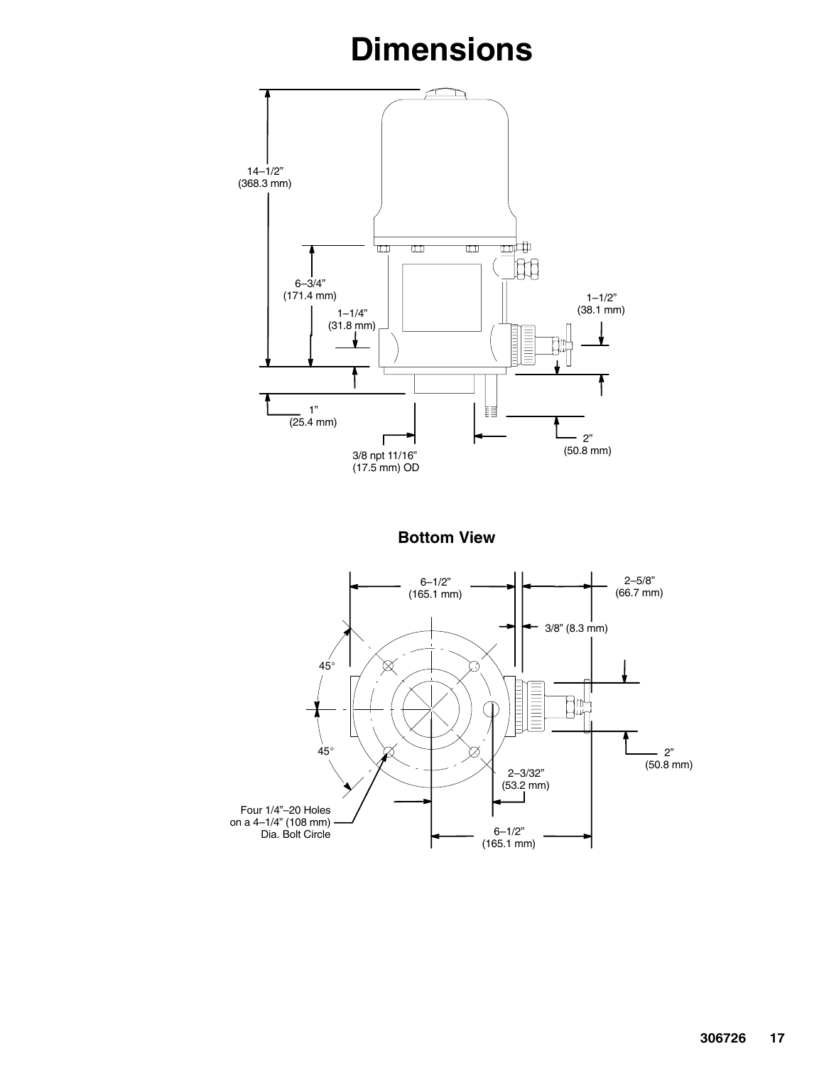# Dimensions

14–1/2” (368.3 mm)

6–3/4” (171.4 mm)

1–1/4” (31.8 mm)

1–1/2” (38.1 mm)

1” (25.4 mm)

3/8 npt 11/16” (17.5 mm) OD

2” (50.8 mm)

### Bottom View

6–1/2” (165.1 mm)

2–5/8” (66.7 mm)

3/8” (8.3 mm)

45°

45°

2” (50.8 mm)

2–3/32” (53.2 mm)

Four 1/4”–20 Holes on a 4–1/4” (108 mm) Dia. Bolt Circle

6–1/2” (165.1 mm)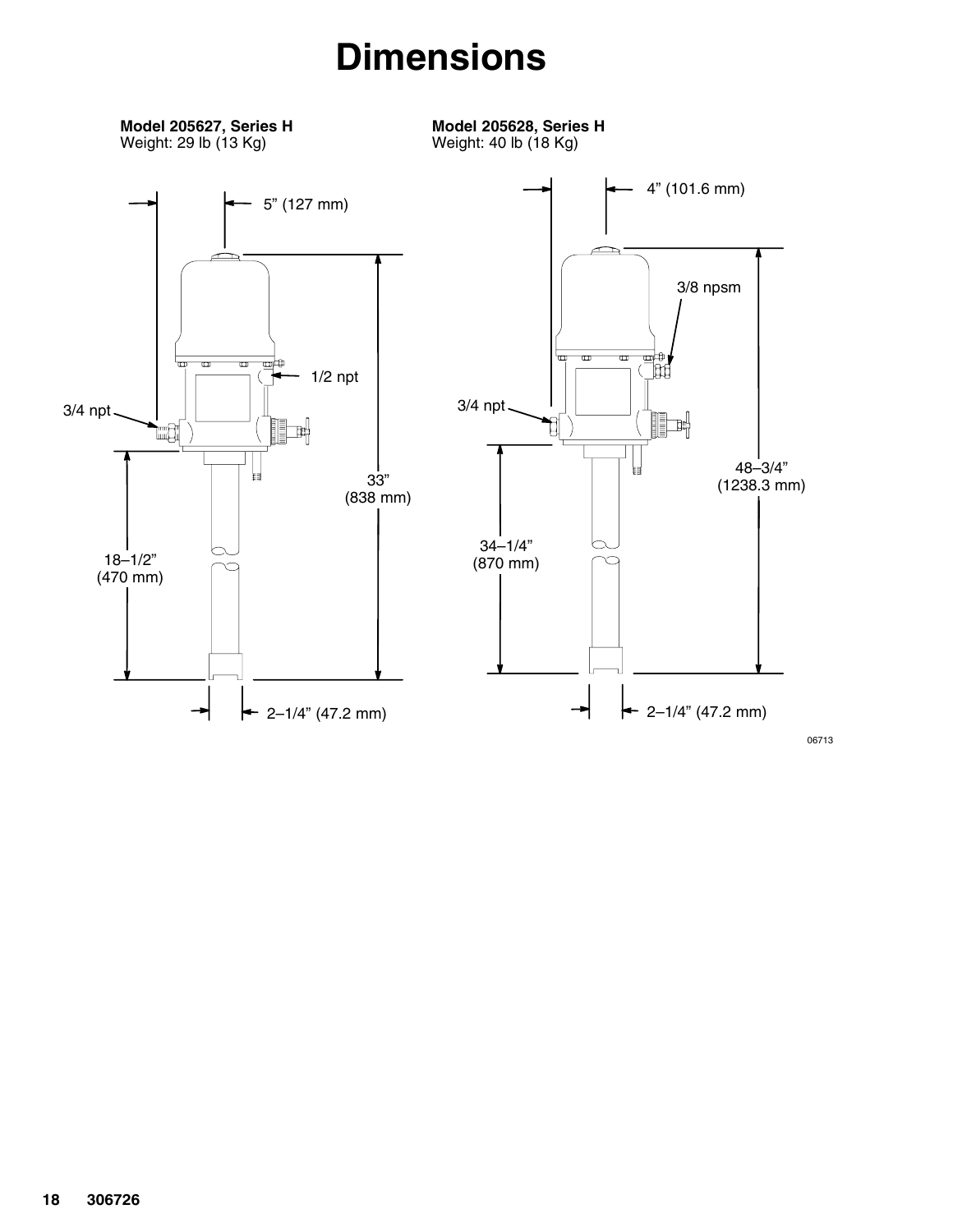# Dimensions

**Model 205627, Series H**
Weight: 29 lb (13 Kg)

5" (127 mm)

1/2 npt

3/4 npt

33" (838 mm)

18–1/2" (470 mm)

2–1/4" (47.2 mm)

**Model 205628, Series H**
Weight: 40 lb (18 Kg)

4" (101.6 mm)

3/8 npsm

3/4 npt

48–3/4" (1238.3 mm)

34–1/4" (870 mm)

2–1/4" (47.2 mm)

06713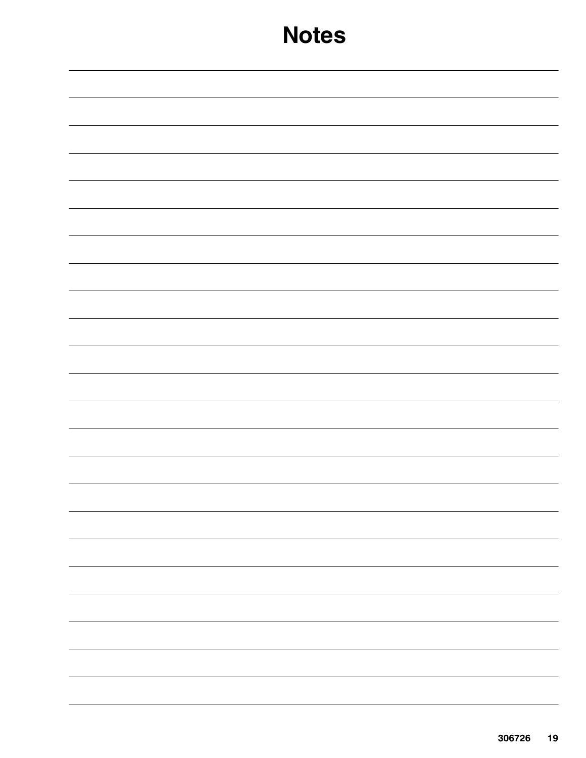# Notes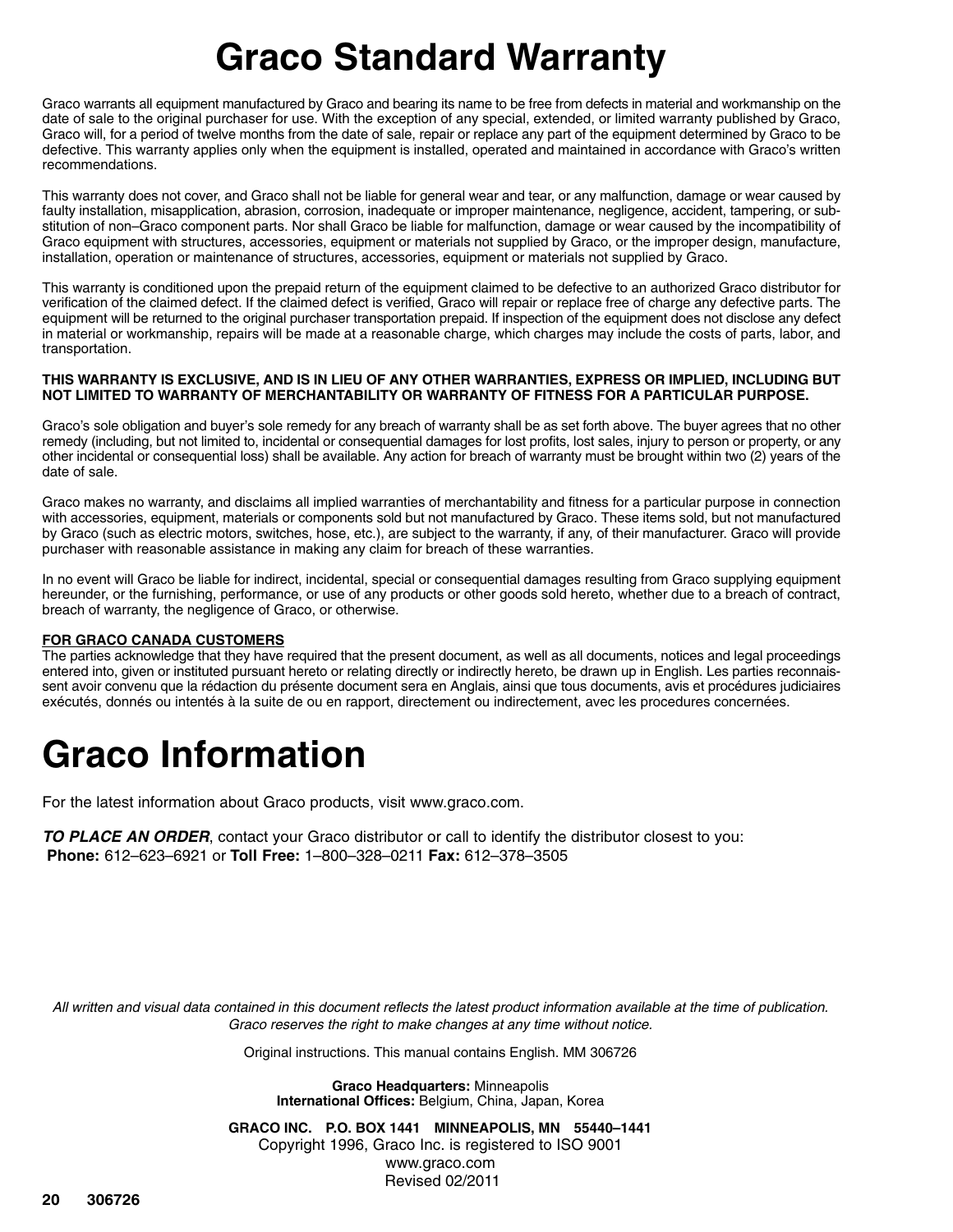# Graco Standard Warranty

Graco warrants all equipment manufactured by Graco and bearing its name to be free from defects in material and workmanship on the date of sale to the original purchaser for use. With the exception of any special, extended, or limited warranty published by Graco, Graco will, for a period of twelve months from the date of sale, repair or replace any part of the equipment determined by Graco to be defective. This warranty applies only when the equipment is installed, operated and maintained in accordance with Graco's written recommendations.

This warranty does not cover, and Graco shall not be liable for general wear and tear, or any malfunction, damage or wear caused by faulty installation, misapplication, abrasion, corrosion, inadequate or improper maintenance, negligence, accident, tampering, or substitution of non–Graco component parts. Nor shall Graco be liable for malfunction, damage or wear caused by the incompatibility of Graco equipment with structures, accessories, equipment or materials not supplied by Graco, or the improper design, manufacture, installation, operation or maintenance of structures, accessories, equipment or materials not supplied by Graco.

This warranty is conditioned upon the prepaid return of the equipment claimed to be defective to an authorized Graco distributor for verification of the claimed defect. If the claimed defect is verified, Graco will repair or replace free of charge any defective parts. The equipment will be returned to the original purchaser transportation prepaid. If inspection of the equipment does not disclose any defect in material or workmanship, repairs will be made at a reasonable charge, which charges may include the costs of parts, labor, and transportation.

**THIS WARRANTY IS EXCLUSIVE, AND IS IN LIEU OF ANY OTHER WARRANTIES, EXPRESS OR IMPLIED, INCLUDING BUT NOT LIMITED TO WARRANTY OF MERCHANTABILITY OR WARRANTY OF FITNESS FOR A PARTICULAR PURPOSE.**

Graco's sole obligation and buyer's sole remedy for any breach of warranty shall be as set forth above. The buyer agrees that no other remedy (including, but not limited to, incidental or consequential damages for lost profits, lost sales, injury to person or property, or any other incidental or consequential loss) shall be available. Any action for breach of warranty must be brought within two (2) years of the date of sale.

Graco makes no warranty, and disclaims all implied warranties of merchantability and fitness for a particular purpose in connection with accessories, equipment, materials or components sold but not manufactured by Graco. These items sold, but not manufactured by Graco (such as electric motors, switches, hose, etc.), are subject to the warranty, if any, of their manufacturer. Graco will provide purchaser with reasonable assistance in making any claim for breach of these warranties.

In no event will Graco be liable for indirect, incidental, special or consequential damages resulting from Graco supplying equipment hereunder, or the furnishing, performance, or use of any products or other goods sold hereto, whether due to a breach of contract, breach of warranty, the negligence of Graco, or otherwise.

**FOR GRACO CANADA CUSTOMERS**
The parties acknowledge that they have required that the present document, as well as all documents, notices and legal proceedings entered into, given or instituted pursuant hereto or relating directly or indirectly hereto, be drawn up in English. Les parties reconnaissent avoir convenu que la rédaction du présente document sera en Anglais, ainsi que tous documents, avis et procédures judiciaires exécutés, donnés ou intentés à la suite de ou en rapport, directement ou indirectement, avec les procedures concernées.

# Graco Information

For the latest information about Graco products, visit www.graco.com.

***TO PLACE AN ORDER***, contact your Graco distributor or call to identify the distributor closest to you:
**Phone:** 612–623–6921 or **Toll Free:** 1–800–328–0211 **Fax:** 612–378–3505

*All written and visual data contained in this document reflects the latest product information available at the time of publication. Graco reserves the right to make changes at any time without notice.*

Original instructions. This manual contains English. MM 306726

**Graco Headquarters:** Minneapolis
**International Offices:** Belgium, China, Japan, Korea

**GRACO INC. P.O. BOX 1441 MINNEAPOLIS, MN 55440–1441**
Copyright 1996, Graco Inc. is registered to ISO 9001
www.graco.com
Revised 02/2011